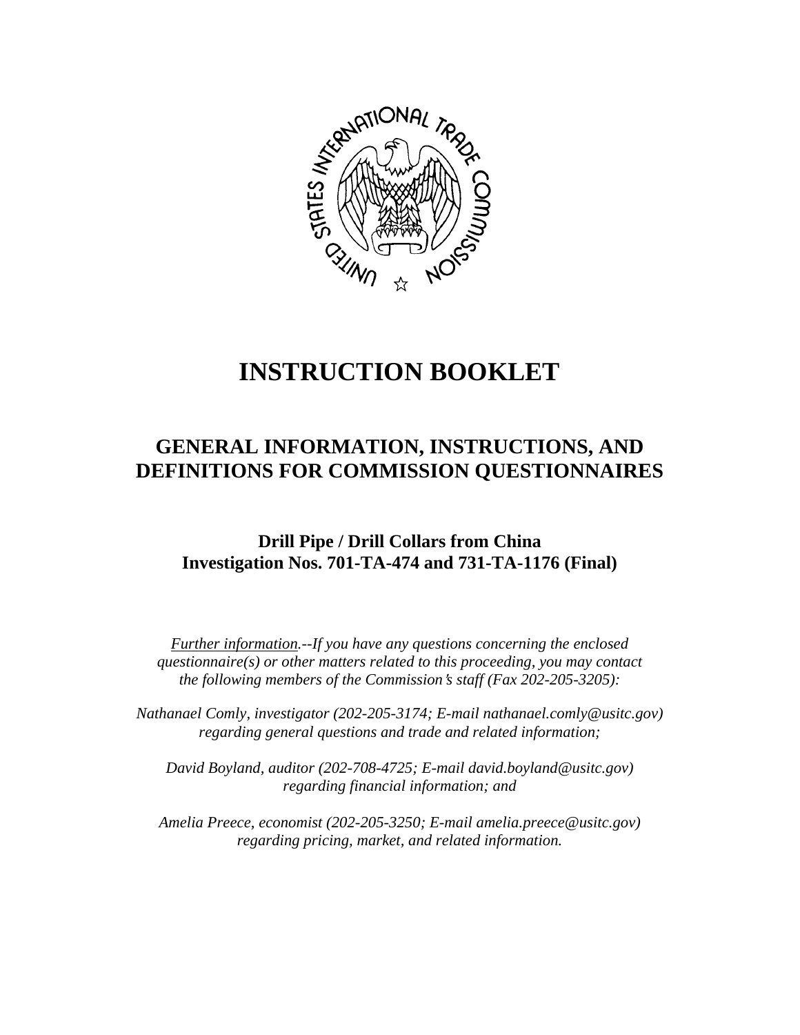# INSTRUCTION BOOKLET

## GENERAL INFORMATION, INSTRUCTIONS, AND DEFINITIONS FOR COMMISSION QUESTIONNAIRES

### Drill Pipe / Drill Collars from China
### Investigation Nos. 701-TA-474 and 731-TA-1176 (Final)

*Further information.--If you have any questions concerning the enclosed questionnaire(s) or other matters related to this proceeding, you may contact the following members of the Commission's staff (Fax 202-205-3205):*

*Nathanael Comly, investigator (202-205-3174; E-mail nathanael.comly@usitc.gov) regarding general questions and trade and related information;*

*David Boyland, auditor (202-708-4725; E-mail david.boyland@usitc.gov) regarding financial information; and*

*Amelia Preece, economist (202-205-3250; E-mail amelia.preece@usitc.gov) regarding pricing, market, and related information.*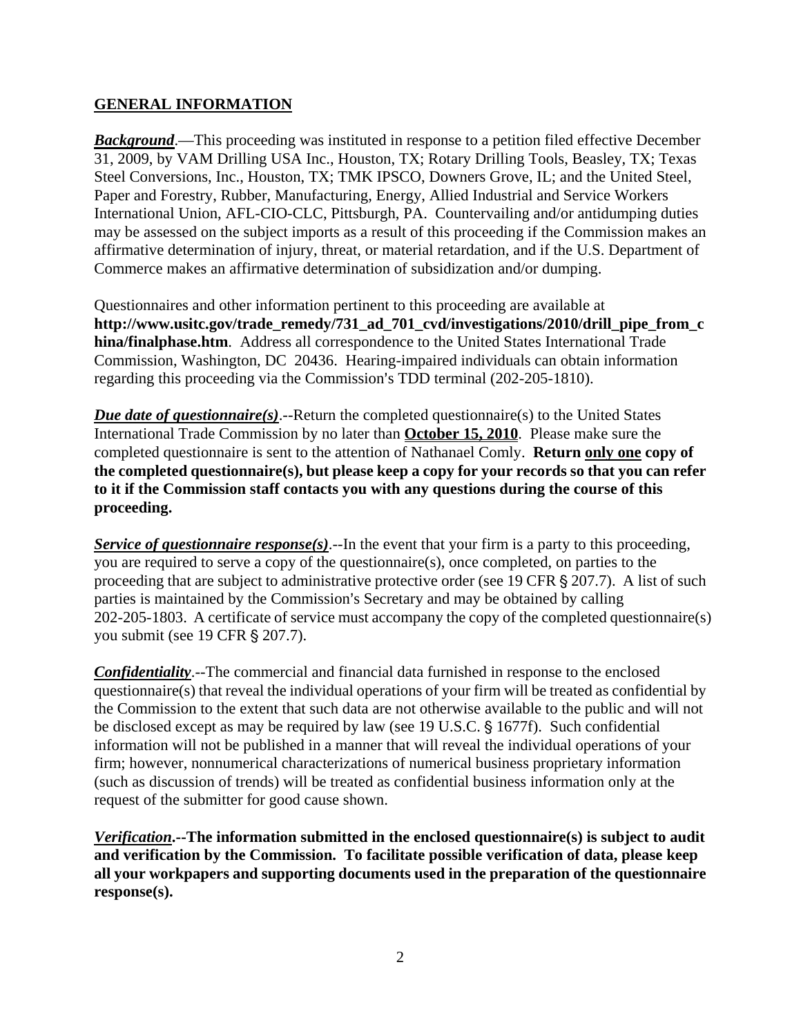## <u>GENERAL INFORMATION</u>

***<u>Background</u>***.—This proceeding was instituted in response to a petition filed effective December 31, 2009, by VAM Drilling USA Inc., Houston, TX; Rotary Drilling Tools, Beasley, TX; Texas Steel Conversions, Inc., Houston, TX; TMK IPSCO, Downers Grove, IL; and the United Steel, Paper and Forestry, Rubber, Manufacturing, Energy, Allied Industrial and Service Workers International Union, AFL-CIO-CLC, Pittsburgh, PA. Countervailing and/or antidumping duties may be assessed on the subject imports as a result of this proceeding if the Commission makes an affirmative determination of injury, threat, or material retardation, and if the U.S. Department of Commerce makes an affirmative determination of subsidization and/or dumping.

Questionnaires and other information pertinent to this proceeding are available at **http://www.usitc.gov/trade_remedy/731_ad_701_cvd/investigations/2010/drill_pipe_from_china/finalphase.htm**. Address all correspondence to the United States International Trade Commission, Washington, DC 20436. Hearing-impaired individuals can obtain information regarding this proceeding via the Commission's TDD terminal (202-205-1810).

***<u>Due date of questionnaire(s)</u>***.--Return the completed questionnaire(s) to the United States International Trade Commission by no later than **<u>October 15, 2010</u>**. Please make sure the completed questionnaire is sent to the attention of Nathanael Comly. **Return <u>only one</u> copy of the completed questionnaire(s), but please keep a copy for your records so that you can refer to it if the Commission staff contacts you with any questions during the course of this proceeding.**

***<u>Service of questionnaire response(s)</u>***.--In the event that your firm is a party to this proceeding, you are required to serve a copy of the questionnaire(s), once completed, on parties to the proceeding that are subject to administrative protective order (see 19 CFR § 207.7). A list of such parties is maintained by the Commission's Secretary and may be obtained by calling 202-205-1803. A certificate of service must accompany the copy of the completed questionnaire(s) you submit (see 19 CFR § 207.7).

***<u>Confidentiality</u>***.--The commercial and financial data furnished in response to the enclosed questionnaire(s) that reveal the individual operations of your firm will be treated as confidential by the Commission to the extent that such data are not otherwise available to the public and will not be disclosed except as may be required by law (see 19 U.S.C. § 1677f). Such confidential information will not be published in a manner that will reveal the individual operations of your firm; however, nonnumerical characterizations of numerical business proprietary information (such as discussion of trends) will be treated as confidential business information only at the request of the submitter for good cause shown.

***<u>Verification</u>*.--The information submitted in the enclosed questionnaire(s) is subject to audit and verification by the Commission. To facilitate possible verification of data, please keep all your workpapers and supporting documents used in the preparation of the questionnaire response(s).**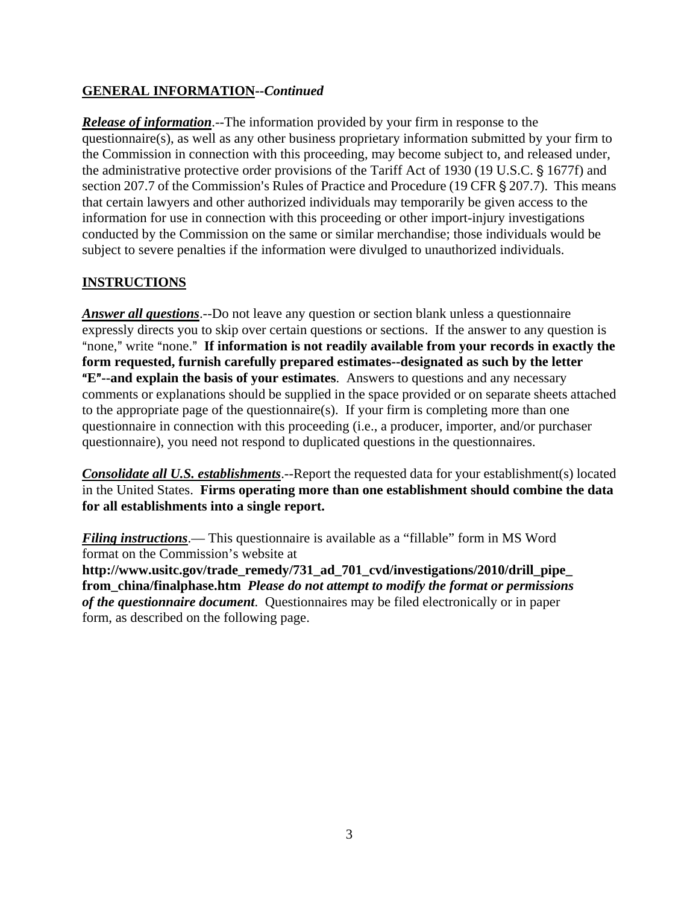**GENERAL INFORMATION--*Continued***

***Release of information***.--The information provided by your firm in response to the questionnaire(s), as well as any other business proprietary information submitted by your firm to the Commission in connection with this proceeding, may become subject to, and released under, the administrative protective order provisions of the Tariff Act of 1930 (19 U.S.C. § 1677f) and section 207.7 of the Commission's Rules of Practice and Procedure (19 CFR § 207.7). This means that certain lawyers and other authorized individuals may temporarily be given access to the information for use in connection with this proceeding or other import-injury investigations conducted by the Commission on the same or similar merchandise; those individuals would be subject to severe penalties if the information were divulged to unauthorized individuals.

**INSTRUCTIONS**

***Answer all questions***.--Do not leave any question or section blank unless a questionnaire expressly directs you to skip over certain questions or sections. If the answer to any question is "none," write "none." **If information is not readily available from your records in exactly the form requested, furnish carefully prepared estimates--designated as such by the letter "E"--and explain the basis of your estimates**. Answers to questions and any necessary comments or explanations should be supplied in the space provided or on separate sheets attached to the appropriate page of the questionnaire(s). If your firm is completing more than one questionnaire in connection with this proceeding (i.e., a producer, importer, and/or purchaser questionnaire), you need not respond to duplicated questions in the questionnaires.

***Consolidate all U.S. establishments***.--Report the requested data for your establishment(s) located in the United States. **Firms operating more than one establishment should combine the data for all establishments into a single report.**

***Filing instructions***.— This questionnaire is available as a "fillable" form in MS Word format on the Commission's website at **http://www.usitc.gov/trade_remedy/731_ad_701_cvd/investigations/2010/drill_pipe_from_china/finalphase.htm** ***Please do not attempt to modify the format or permissions of the questionnaire document***. Questionnaires may be filed electronically or in paper form, as described on the following page.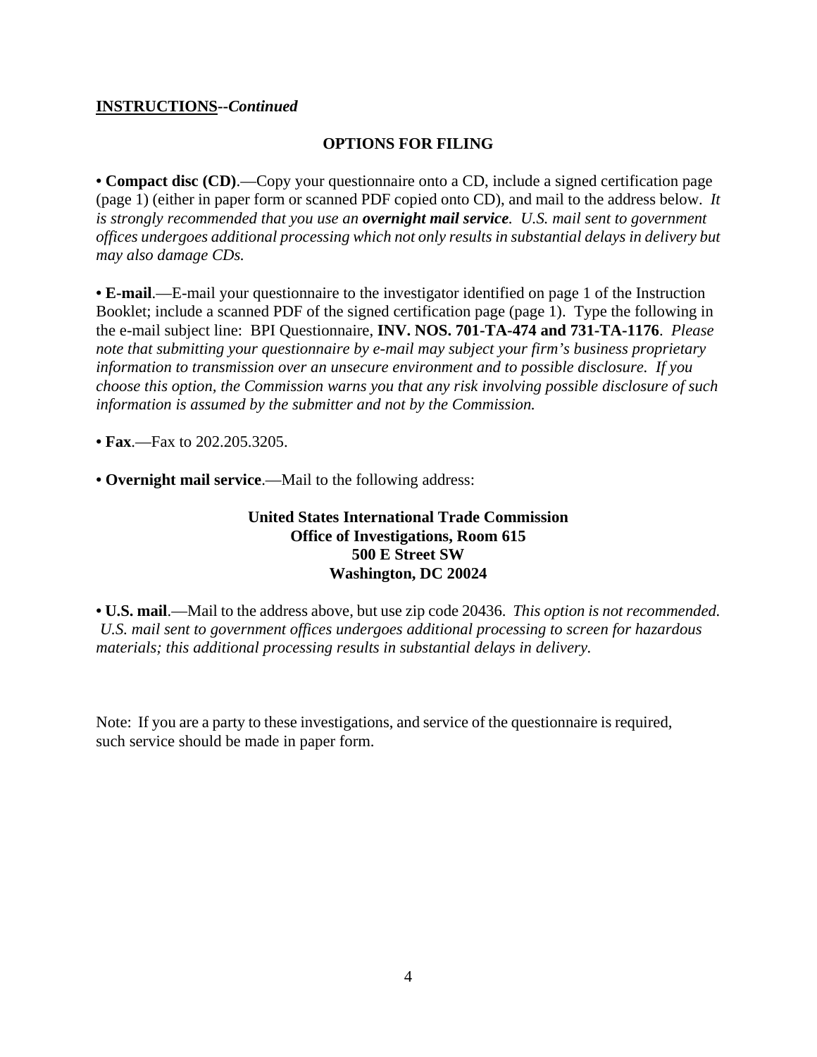**INSTRUCTIONS**--***Continued***

**OPTIONS FOR FILING**

• **Compact disc (CD)**.—Copy your questionnaire onto a CD, include a signed certification page (page 1) (either in paper form or scanned PDF copied onto CD), and mail to the address below. *It is strongly recommended that you use an* ***overnight mail service****. U.S. mail sent to government offices undergoes additional processing which not only results in substantial delays in delivery but may also damage CDs.*

• **E-mail**.—E-mail your questionnaire to the investigator identified on page 1 of the Instruction Booklet; include a scanned PDF of the signed certification page (page 1). Type the following in the e-mail subject line: BPI Questionnaire, **INV. NOS. 701-TA-474 and 731-TA-1176**. *Please note that submitting your questionnaire by e-mail may subject your firm's business proprietary information to transmission over an unsecure environment and to possible disclosure. If you choose this option, the Commission warns you that any risk involving possible disclosure of such information is assumed by the submitter and not by the Commission.*

• **Fax**.—Fax to 202.205.3205.

• **Overnight mail service**.—Mail to the following address:

**United States International Trade Commission**
**Office of Investigations, Room 615**
**500 E Street SW**
**Washington, DC 20024**

• **U.S. mail**.—Mail to the address above, but use zip code 20436. *This option is not recommended. U.S. mail sent to government offices undergoes additional processing to screen for hazardous materials; this additional processing results in substantial delays in delivery.*

Note: If you are a party to these investigations, and service of the questionnaire is required, such service should be made in paper form.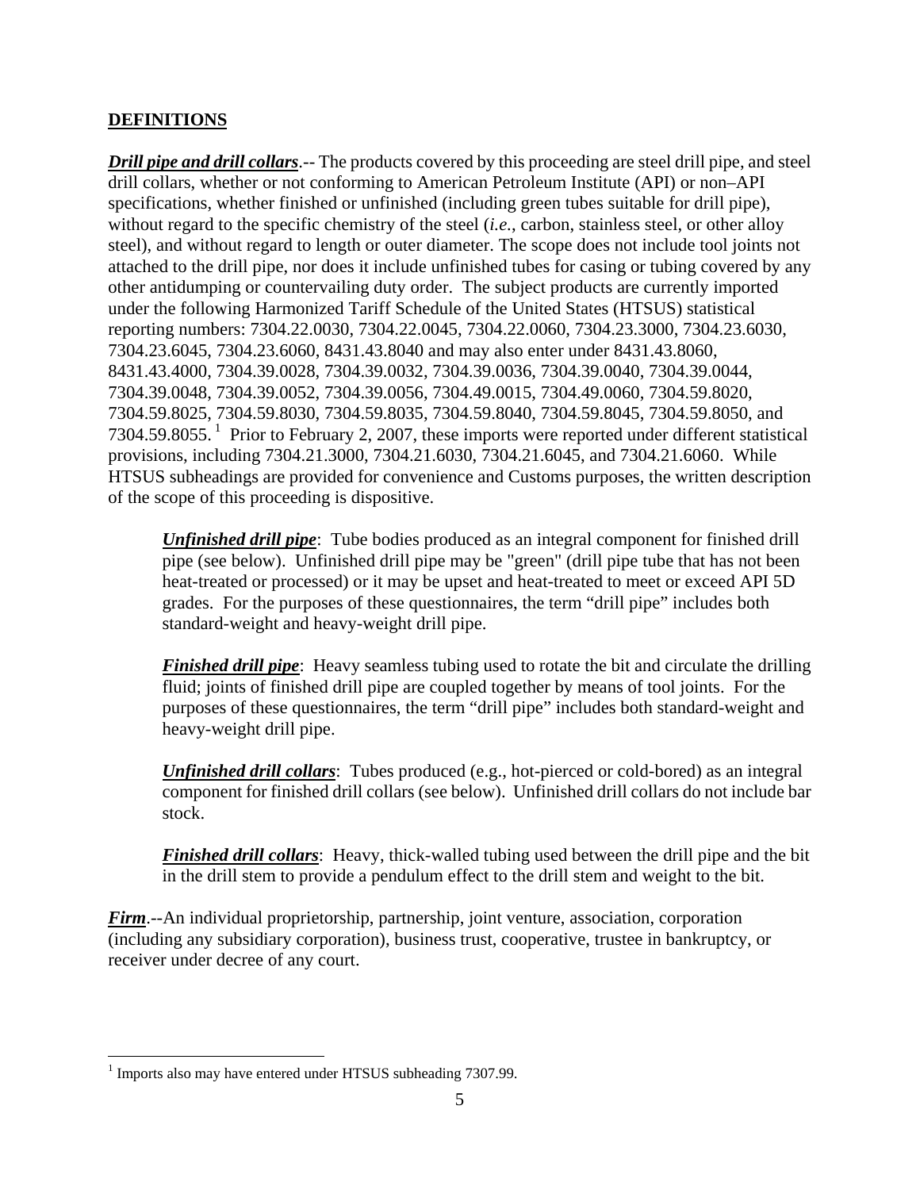## DEFINITIONS

***Drill pipe and drill collars***.-- The products covered by this proceeding are steel drill pipe, and steel drill collars, whether or not conforming to American Petroleum Institute (API) or non–API specifications, whether finished or unfinished (including green tubes suitable for drill pipe), without regard to the specific chemistry of the steel (*i.e.*, carbon, stainless steel, or other alloy steel), and without regard to length or outer diameter. The scope does not include tool joints not attached to the drill pipe, nor does it include unfinished tubes for casing or tubing covered by any other antidumping or countervailing duty order. The subject products are currently imported under the following Harmonized Tariff Schedule of the United States (HTSUS) statistical reporting numbers: 7304.22.0030, 7304.22.0045, 7304.22.0060, 7304.23.3000, 7304.23.6030, 7304.23.6045, 7304.23.6060, 8431.43.8040 and may also enter under 8431.43.8060, 8431.43.4000, 7304.39.0028, 7304.39.0032, 7304.39.0036, 7304.39.0040, 7304.39.0044, 7304.39.0048, 7304.39.0052, 7304.39.0056, 7304.49.0015, 7304.49.0060, 7304.59.8020, 7304.59.8025, 7304.59.8030, 7304.59.8035, 7304.59.8040, 7304.59.8045, 7304.59.8050, and 7304.59.8055.[1] Prior to February 2, 2007, these imports were reported under different statistical provisions, including 7304.21.3000, 7304.21.6030, 7304.21.6045, and 7304.21.6060. While HTSUS subheadings are provided for convenience and Customs purposes, the written description of the scope of this proceeding is dispositive.

> ***Unfinished drill pipe***: Tube bodies produced as an integral component for finished drill pipe (see below). Unfinished drill pipe may be "green" (drill pipe tube that has not been heat-treated or processed) or it may be upset and heat-treated to meet or exceed API 5D grades. For the purposes of these questionnaires, the term "drill pipe" includes both standard-weight and heavy-weight drill pipe.
>
> ***Finished drill pipe***: Heavy seamless tubing used to rotate the bit and circulate the drilling fluid; joints of finished drill pipe are coupled together by means of tool joints. For the purposes of these questionnaires, the term "drill pipe" includes both standard-weight and heavy-weight drill pipe.
>
> ***Unfinished drill collars***: Tubes produced (e.g., hot-pierced or cold-bored) as an integral component for finished drill collars (see below). Unfinished drill collars do not include bar stock.
>
> ***Finished drill collars***: Heavy, thick-walled tubing used between the drill pipe and the bit in the drill stem to provide a pendulum effect to the drill stem and weight to the bit.

***Firm***.--An individual proprietorship, partnership, joint venture, association, corporation (including any subsidiary corporation), business trust, cooperative, trustee in bankruptcy, or receiver under decree of any court.

---

[1] Imports also may have entered under HTSUS subheading 7307.99.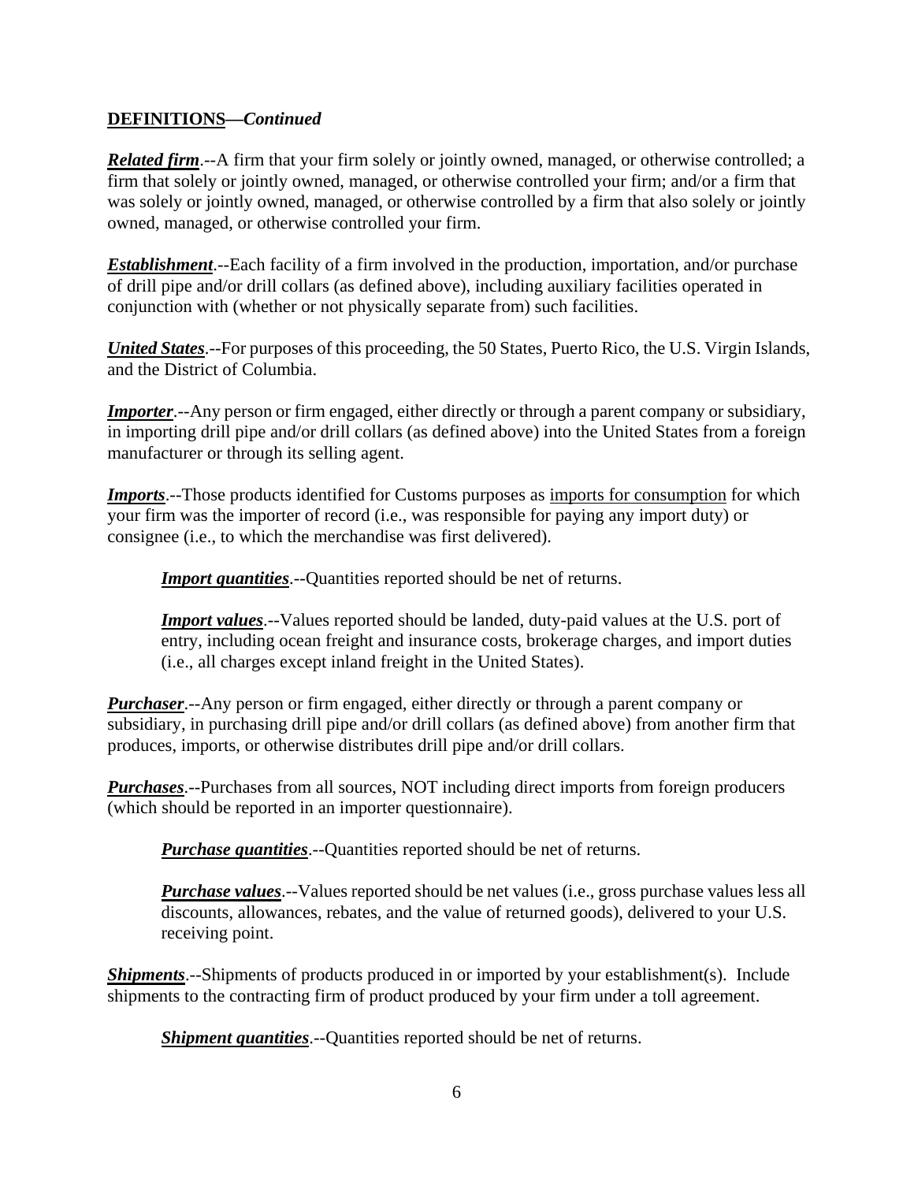**DEFINITIONS—*Continued***

***Related firm***.--A firm that your firm solely or jointly owned, managed, or otherwise controlled; a firm that solely or jointly owned, managed, or otherwise controlled your firm; and/or a firm that was solely or jointly owned, managed, or otherwise controlled by a firm that also solely or jointly owned, managed, or otherwise controlled your firm.

***Establishment***.--Each facility of a firm involved in the production, importation, and/or purchase of drill pipe and/or drill collars (as defined above), including auxiliary facilities operated in conjunction with (whether or not physically separate from) such facilities.

***United States***.--For purposes of this proceeding, the 50 States, Puerto Rico, the U.S. Virgin Islands, and the District of Columbia.

***Importer***.--Any person or firm engaged, either directly or through a parent company or subsidiary, in importing drill pipe and/or drill collars (as defined above) into the United States from a foreign manufacturer or through its selling agent.

***Imports***.--Those products identified for Customs purposes as imports for consumption for which your firm was the importer of record (i.e., was responsible for paying any import duty) or consignee (i.e., to which the merchandise was first delivered).

> ***Import quantities***.--Quantities reported should be net of returns.
>
> ***Import values***.--Values reported should be landed, duty-paid values at the U.S. port of entry, including ocean freight and insurance costs, brokerage charges, and import duties (i.e., all charges except inland freight in the United States).

***Purchaser***.--Any person or firm engaged, either directly or through a parent company or subsidiary, in purchasing drill pipe and/or drill collars (as defined above) from another firm that produces, imports, or otherwise distributes drill pipe and/or drill collars.

***Purchases***.--Purchases from all sources, NOT including direct imports from foreign producers (which should be reported in an importer questionnaire).

> ***Purchase quantities***.--Quantities reported should be net of returns.
>
> ***Purchase values***.--Values reported should be net values (i.e., gross purchase values less all discounts, allowances, rebates, and the value of returned goods), delivered to your U.S. receiving point.

***Shipments***.--Shipments of products produced in or imported by your establishment(s). Include shipments to the contracting firm of product produced by your firm under a toll agreement.

> ***Shipment quantities***.--Quantities reported should be net of returns.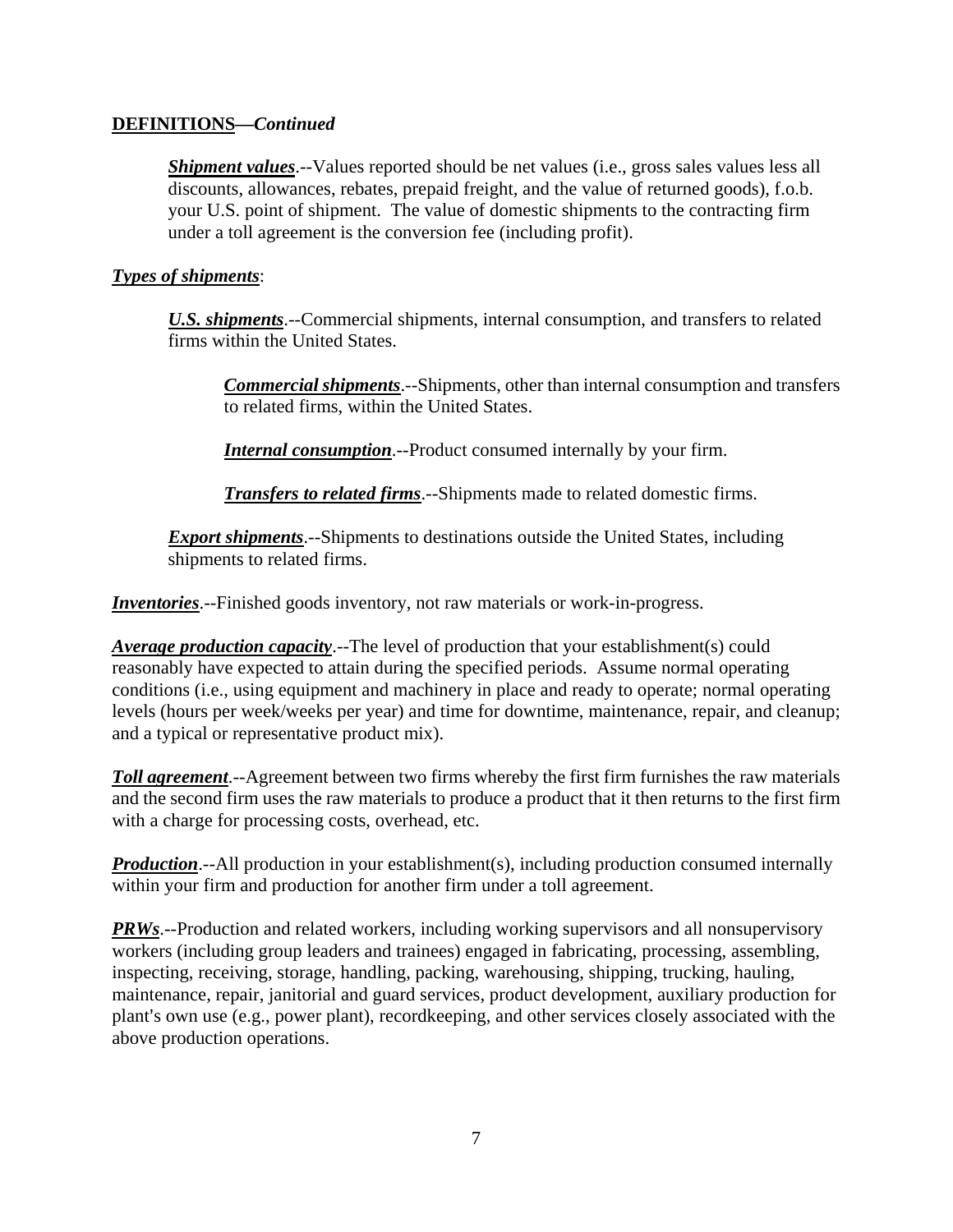**DEFINITIONS—*Continued***

> ***Shipment values***.--Values reported should be net values (i.e., gross sales values less all discounts, allowances, rebates, prepaid freight, and the value of returned goods), f.o.b. your U.S. point of shipment. The value of domestic shipments to the contracting firm under a toll agreement is the conversion fee (including profit).

***Types of shipments***:

> ***U.S. shipments***.--Commercial shipments, internal consumption, and transfers to related firms within the United States.
>
> > ***Commercial shipments***.--Shipments, other than internal consumption and transfers to related firms, within the United States.
> >
> > ***Internal consumption***.--Product consumed internally by your firm.
> >
> > ***Transfers to related firms***.--Shipments made to related domestic firms.
>
> ***Export shipments***.--Shipments to destinations outside the United States, including shipments to related firms.

***Inventories***.--Finished goods inventory, not raw materials or work-in-progress.

***Average production capacity***.--The level of production that your establishment(s) could reasonably have expected to attain during the specified periods. Assume normal operating conditions (i.e., using equipment and machinery in place and ready to operate; normal operating levels (hours per week/weeks per year) and time for downtime, maintenance, repair, and cleanup; and a typical or representative product mix).

***Toll agreement***.--Agreement between two firms whereby the first firm furnishes the raw materials and the second firm uses the raw materials to produce a product that it then returns to the first firm with a charge for processing costs, overhead, etc.

***Production***.--All production in your establishment(s), including production consumed internally within your firm and production for another firm under a toll agreement.

***PRWs***.--Production and related workers, including working supervisors and all nonsupervisory workers (including group leaders and trainees) engaged in fabricating, processing, assembling, inspecting, receiving, storage, handling, packing, warehousing, shipping, trucking, hauling, maintenance, repair, janitorial and guard services, product development, auxiliary production for plant's own use (e.g., power plant), recordkeeping, and other services closely associated with the above production operations.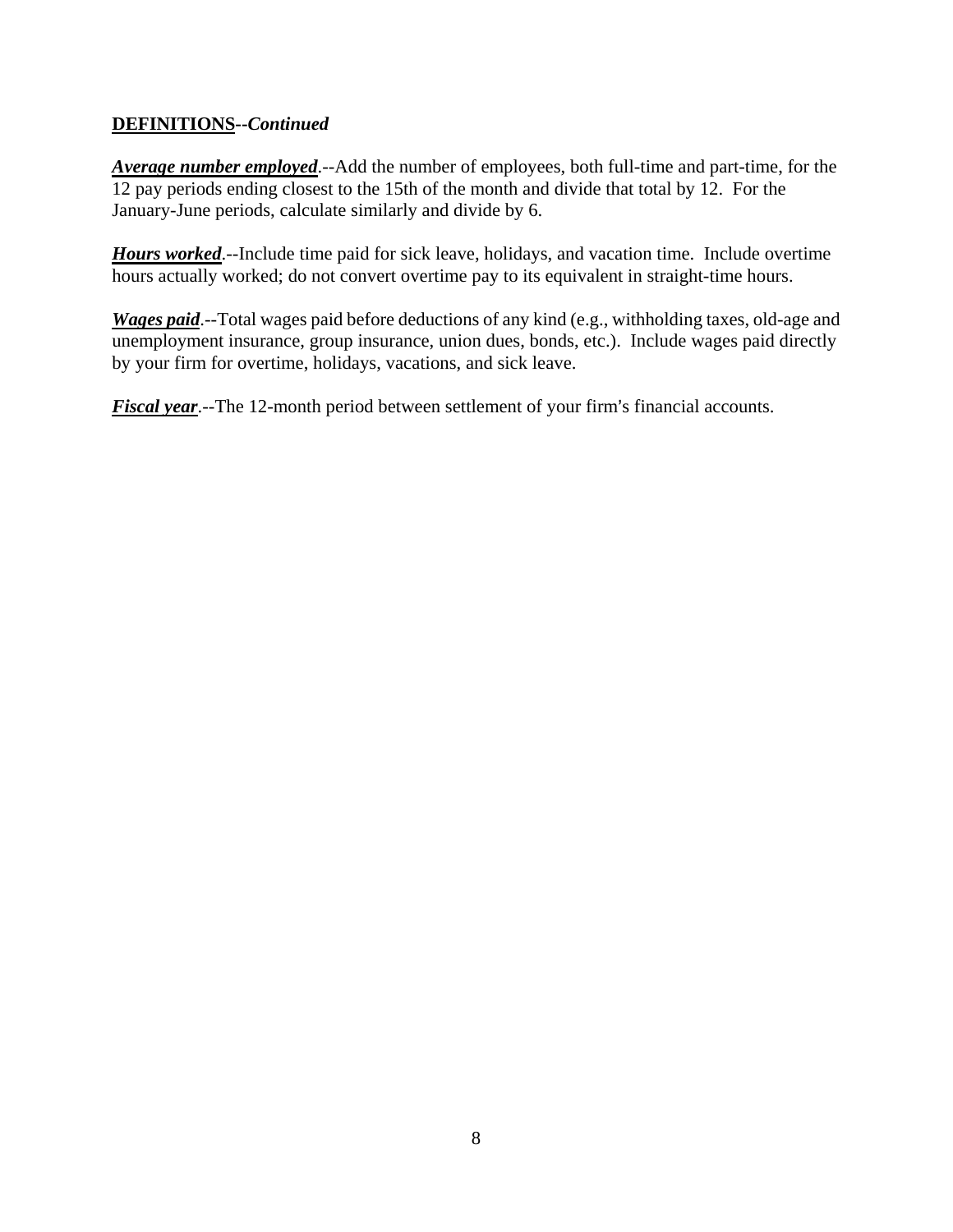**DEFINITIONS--*Continued***

***Average number employed***.--Add the number of employees, both full-time and part-time, for the 12 pay periods ending closest to the 15th of the month and divide that total by 12. For the January-June periods, calculate similarly and divide by 6.

***Hours worked***.--Include time paid for sick leave, holidays, and vacation time. Include overtime hours actually worked; do not convert overtime pay to its equivalent in straight-time hours.

***Wages paid***.--Total wages paid before deductions of any kind (e.g., withholding taxes, old-age and unemployment insurance, group insurance, union dues, bonds, etc.). Include wages paid directly by your firm for overtime, holidays, vacations, and sick leave.

***Fiscal year***.--The 12-month period between settlement of your firm's financial accounts.